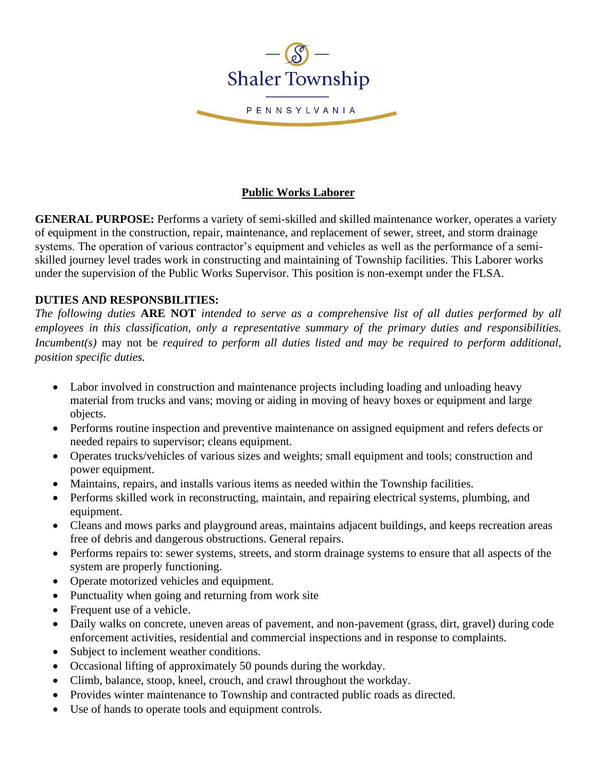Shaler Township

PENNSYLVANIA

# Public Works Laborer

**GENERAL PURPOSE:** Performs a variety of semi-skilled and skilled maintenance worker, operates a variety of equipment in the construction, repair, maintenance, and replacement of sewer, street, and storm drainage systems. The operation of various contractor's equipment and vehicles as well as the performance of a semi-skilled journey level trades work in constructing and maintaining of Township facilities. This Laborer works under the supervision of the Public Works Supervisor. This position is non-exempt under the FLSA.

**DUTIES AND RESPONSBILITIES:**

*The following duties* **ARE NOT** *intended to serve as a comprehensive list of all duties performed by all employees in this classification, only a representative summary of the primary duties and responsibilities. Incumbent(s)* may not be *required to perform all duties listed and may be required to perform additional, position specific duties.*

- Labor involved in construction and maintenance projects including loading and unloading heavy material from trucks and vans; moving or aiding in moving of heavy boxes or equipment and large objects.
- Performs routine inspection and preventive maintenance on assigned equipment and refers defects or needed repairs to supervisor; cleans equipment.
- Operates trucks/vehicles of various sizes and weights; small equipment and tools; construction and power equipment.
- Maintains, repairs, and installs various items as needed within the Township facilities.
- Performs skilled work in reconstructing, maintain, and repairing electrical systems, plumbing, and equipment.
- Cleans and mows parks and playground areas, maintains adjacent buildings, and keeps recreation areas free of debris and dangerous obstructions. General repairs.
- Performs repairs to: sewer systems, streets, and storm drainage systems to ensure that all aspects of the system are properly functioning.
- Operate motorized vehicles and equipment.
- Punctuality when going and returning from work site
- Frequent use of a vehicle.
- Daily walks on concrete, uneven areas of pavement, and non-pavement (grass, dirt, gravel) during code enforcement activities, residential and commercial inspections and in response to complaints.
- Subject to inclement weather conditions.
- Occasional lifting of approximately 50 pounds during the workday.
- Climb, balance, stoop, kneel, crouch, and crawl throughout the workday.
- Provides winter maintenance to Township and contracted public roads as directed.
- Use of hands to operate tools and equipment controls.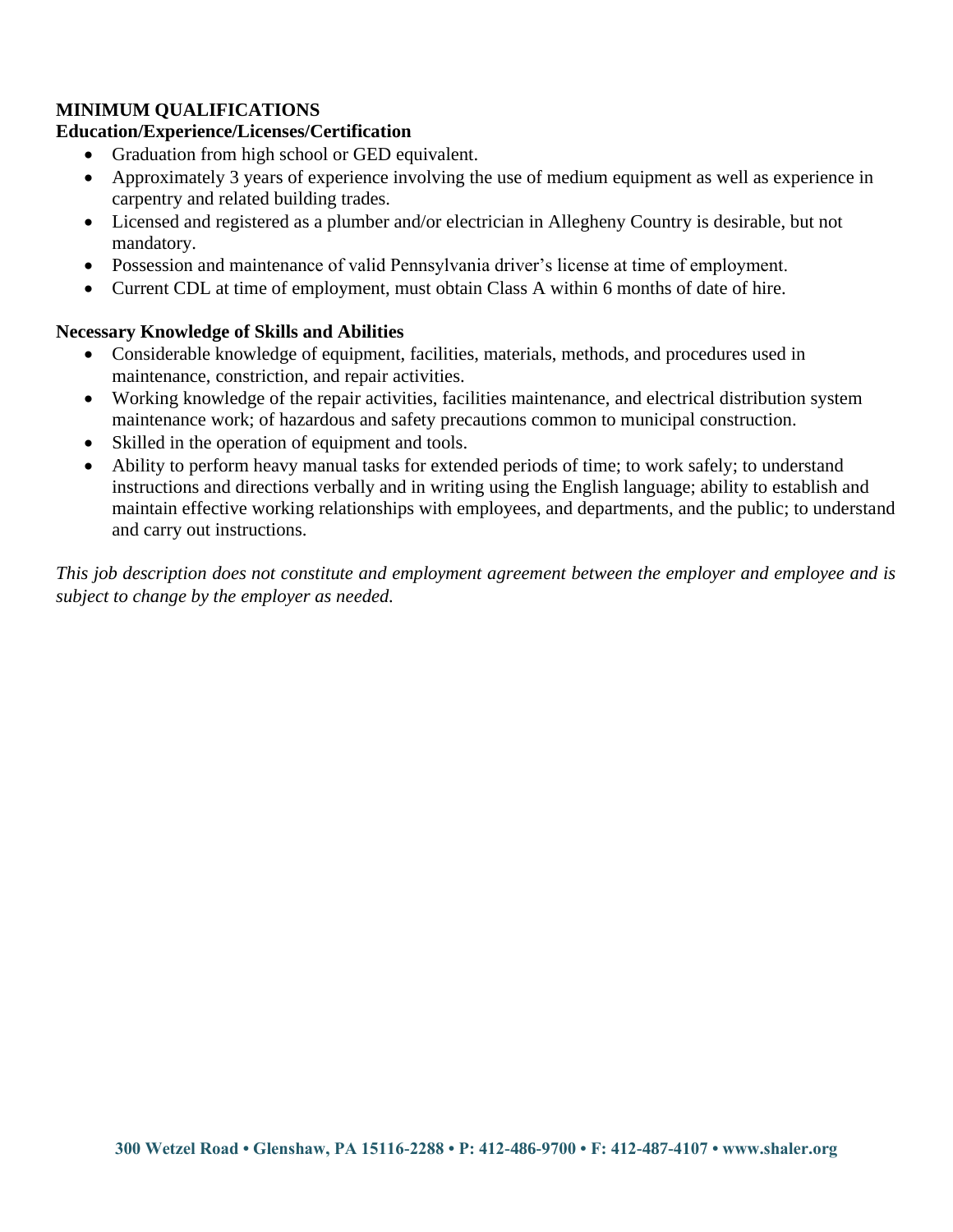**MINIMUM QUALIFICATIONS**
**Education/Experience/Licenses/Certification**

- Graduation from high school or GED equivalent.
- Approximately 3 years of experience involving the use of medium equipment as well as experience in carpentry and related building trades.
- Licensed and registered as a plumber and/or electrician in Allegheny Country is desirable, but not mandatory.
- Possession and maintenance of valid Pennsylvania driver's license at time of employment.
- Current CDL at time of employment, must obtain Class A within 6 months of date of hire.

**Necessary Knowledge of Skills and Abilities**

- Considerable knowledge of equipment, facilities, materials, methods, and procedures used in maintenance, constriction, and repair activities.
- Working knowledge of the repair activities, facilities maintenance, and electrical distribution system maintenance work; of hazardous and safety precautions common to municipal construction.
- Skilled in the operation of equipment and tools.
- Ability to perform heavy manual tasks for extended periods of time; to work safely; to understand instructions and directions verbally and in writing using the English language; ability to establish and maintain effective working relationships with employees, and departments, and the public; to understand and carry out instructions.

*This job description does not constitute and employment agreement between the employer and employee and is subject to change by the employer as needed.*